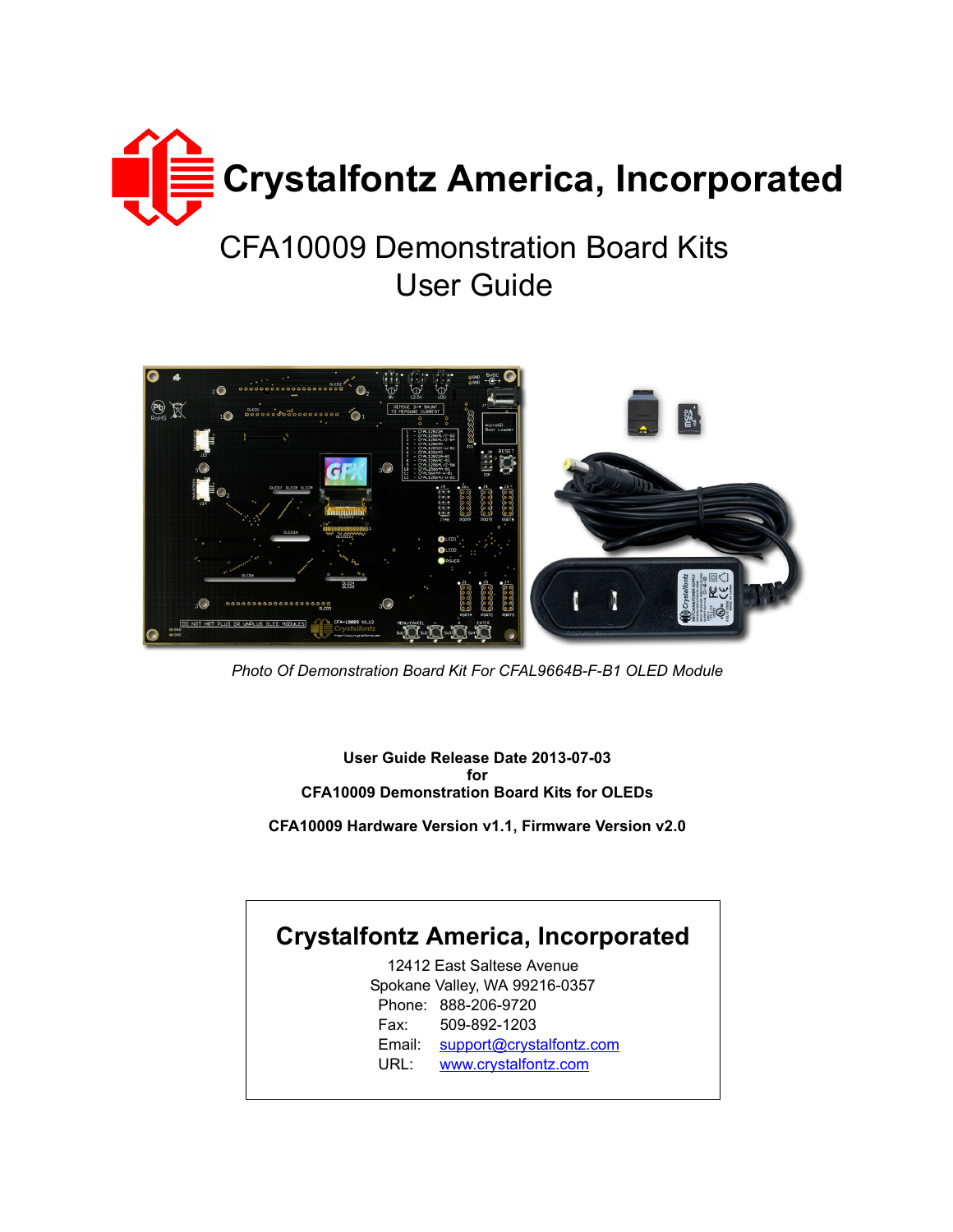# Crystalfontz America, Incorporated

## CFA10009 Demonstration Board Kits User Guide

*Photo Of Demonstration Board Kit For CFAL9664B-F-B1 OLED Module*

**User Guide Release Date 2013-07-03**
**for**
**CFA10009 Demonstration Board Kits for OLEDs**

**CFA10009 Hardware Version v1.1, Firmware Version v2.0**

## Crystalfontz America, Incorporated

12412 East Saltese Avenue
Spokane Valley, WA 99216-0357
Phone: 888-206-9720
Fax: 509-892-1203
Email: support@crystalfontz.com
URL: www.crystalfontz.com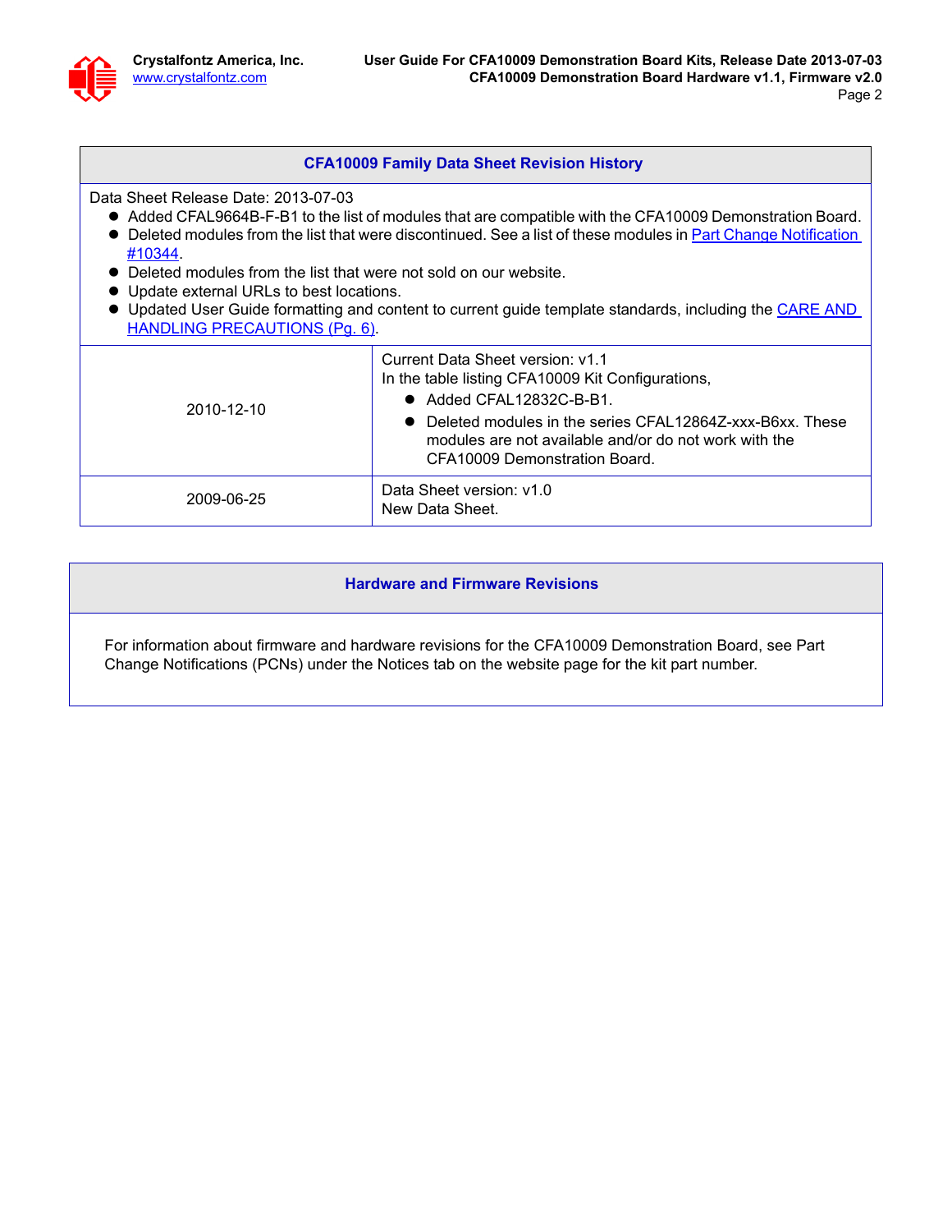## CFA10009 Family Data Sheet Revision History

Data Sheet Release Date: 2013-07-03

- Added CFAL9664B-F-B1 to the list of modules that are compatible with the CFA10009 Demonstration Board.
- Deleted modules from the list that were discontinued. See a list of these modules in Part Change Notification #10344.
- Deleted modules from the list that were not sold on our website.
- Update external URLs to best locations.
- Updated User Guide formatting and content to current guide template standards, including the CARE AND HANDLING PRECAUTIONS (Pg. 6).

| Date | Description |
|---|---|
| 2010-12-10 | Current Data Sheet version: v1.1<br>In the table listing CFA10009 Kit Configurations,<br>• Added CFAL12832C-B-B1.<br>• Deleted modules in the series CFAL12864Z-xxx-B6xx. These modules are not available and/or do not work with the CFA10009 Demonstration Board. |
| 2009-06-25 | Data Sheet version: v1.0<br>New Data Sheet. |

## Hardware and Firmware Revisions

For information about firmware and hardware revisions for the CFA10009 Demonstration Board, see Part Change Notifications (PCNs) under the Notices tab on the website page for the kit part number.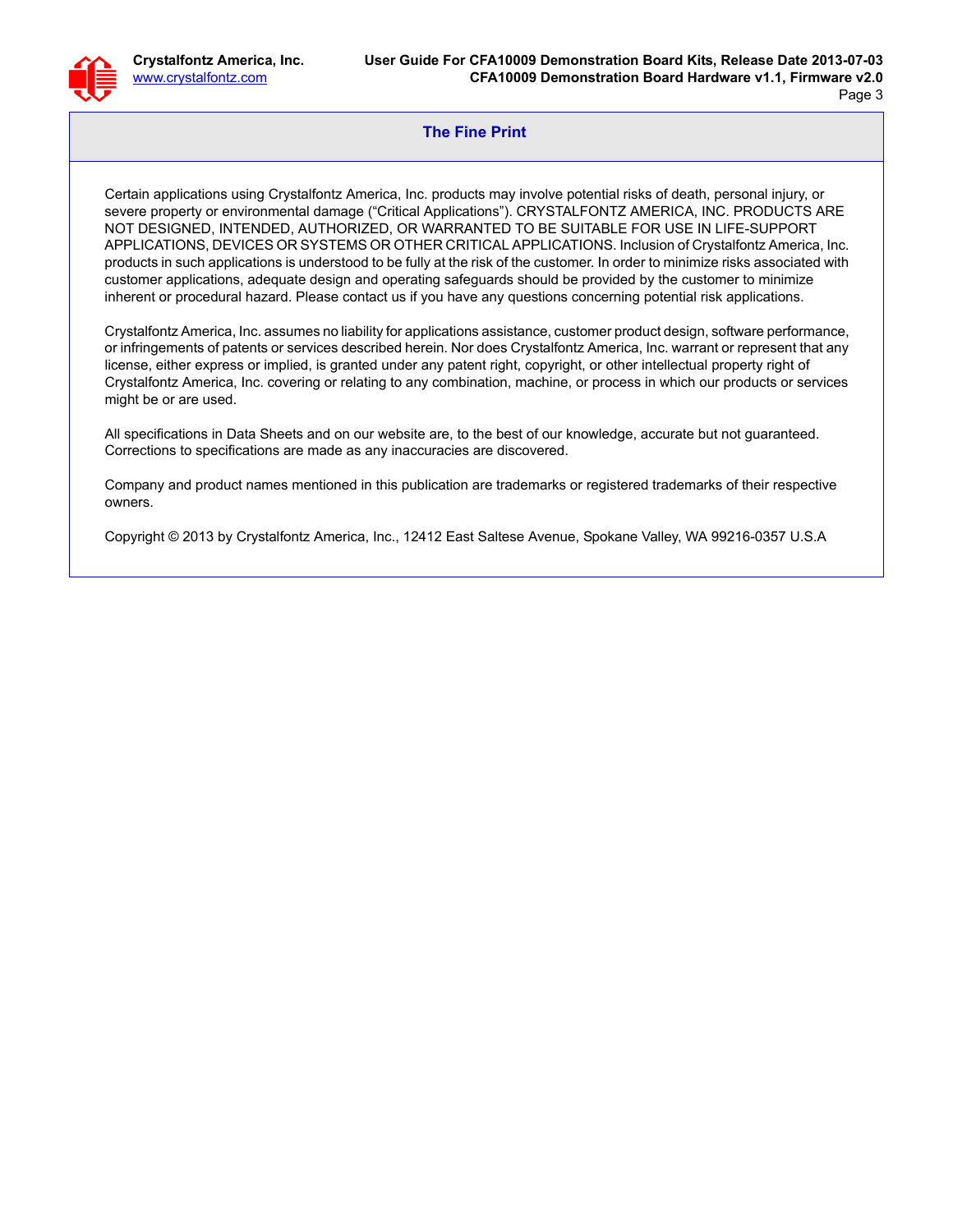## The Fine Print

Certain applications using Crystalfontz America, Inc. products may involve potential risks of death, personal injury, or severe property or environmental damage (“Critical Applications”). CRYSTALFONTZ AMERICA, INC. PRODUCTS ARE NOT DESIGNED, INTENDED, AUTHORIZED, OR WARRANTED TO BE SUITABLE FOR USE IN LIFE-SUPPORT APPLICATIONS, DEVICES OR SYSTEMS OR OTHER CRITICAL APPLICATIONS. Inclusion of Crystalfontz America, Inc. products in such applications is understood to be fully at the risk of the customer. In order to minimize risks associated with customer applications, adequate design and operating safeguards should be provided by the customer to minimize inherent or procedural hazard. Please contact us if you have any questions concerning potential risk applications.

Crystalfontz America, Inc. assumes no liability for applications assistance, customer product design, software performance, or infringements of patents or services described herein. Nor does Crystalfontz America, Inc. warrant or represent that any license, either express or implied, is granted under any patent right, copyright, or other intellectual property right of Crystalfontz America, Inc. covering or relating to any combination, machine, or process in which our products or services might be or are used.

All specifications in Data Sheets and on our website are, to the best of our knowledge, accurate but not guaranteed. Corrections to specifications are made as any inaccuracies are discovered.

Company and product names mentioned in this publication are trademarks or registered trademarks of their respective owners.

Copyright © 2013 by Crystalfontz America, Inc., 12412 East Saltese Avenue, Spokane Valley, WA 99216-0357 U.S.A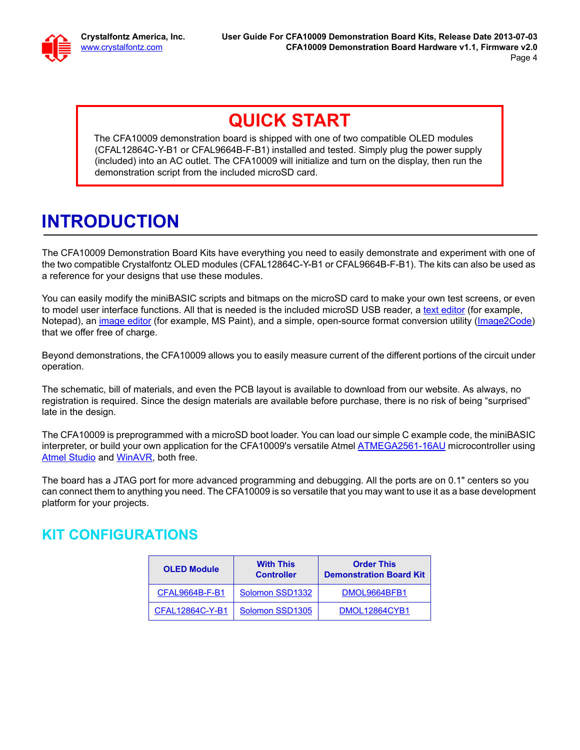## QUICK START

The CFA10009 demonstration board is shipped with one of two compatible OLED modules (CFAL12864C-Y-B1 or CFAL9664B-F-B1) installed and tested. Simply plug the power supply (included) into an AC outlet. The CFA10009 will initialize and turn on the display, then run the demonstration script from the included microSD card.

# INTRODUCTION

The CFA10009 Demonstration Board Kits have everything you need to easily demonstrate and experiment with one of the two compatible Crystalfontz OLED modules (CFAL12864C-Y-B1 or CFAL9664B-F-B1). The kits can also be used as a reference for your designs that use these modules.

You can easily modify the miniBASIC scripts and bitmaps on the microSD card to make your own test screens, or even to model user interface functions. All that is needed is the included microSD USB reader, a text editor (for example, Notepad), an image editor (for example, MS Paint), and a simple, open-source format conversion utility (Image2Code) that we offer free of charge.

Beyond demonstrations, the CFA10009 allows you to easily measure current of the different portions of the circuit under operation.

The schematic, bill of materials, and even the PCB layout is available to download from our website. As always, no registration is required. Since the design materials are available before purchase, there is no risk of being “surprised” late in the design.

The CFA10009 is preprogrammed with a microSD boot loader. You can load our simple C example code, the miniBASIC interpreter, or build your own application for the CFA10009's versatile Atmel ATMEGA2561-16AU microcontroller using Atmel Studio and WinAVR, both free.

The board has a JTAG port for more advanced programming and debugging. All the ports are on 0.1" centers so you can connect them to anything you need. The CFA10009 is so versatile that you may want to use it as a base development platform for your projects.

## KIT CONFIGURATIONS

| OLED Module | With This Controller | Order This Demonstration Board Kit |
|---|---|---|
| CFAL9664B-F-B1 | Solomon SSD1332 | DMOL9664BFB1 |
| CFAL12864C-Y-B1 | Solomon SSD1305 | DMOL12864CYB1 |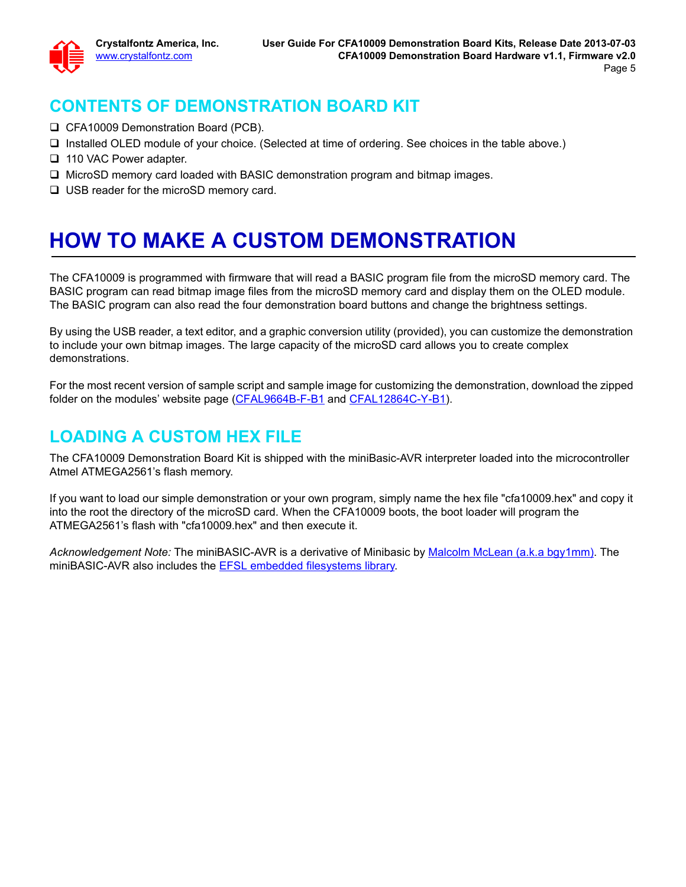## CONTENTS OF DEMONSTRATION BOARD KIT

- ❑ CFA10009 Demonstration Board (PCB).
- ❑ Installed OLED module of your choice. (Selected at time of ordering. See choices in the table above.)
- ❑ 110 VAC Power adapter.
- ❑ MicroSD memory card loaded with BASIC demonstration program and bitmap images.
- ❑ USB reader for the microSD memory card.

# HOW TO MAKE A CUSTOM DEMONSTRATION

The CFA10009 is programmed with firmware that will read a BASIC program file from the microSD memory card. The BASIC program can read bitmap image files from the microSD memory card and display them on the OLED module. The BASIC program can also read the four demonstration board buttons and change the brightness settings.

By using the USB reader, a text editor, and a graphic conversion utility (provided), you can customize the demonstration to include your own bitmap images. The large capacity of the microSD card allows you to create complex demonstrations.

For the most recent version of sample script and sample image for customizing the demonstration, download the zipped folder on the modules' website page (CFAL9664B-F-B1 and CFAL12864C-Y-B1).

## LOADING A CUSTOM HEX FILE

The CFA10009 Demonstration Board Kit is shipped with the miniBasic-AVR interpreter loaded into the microcontroller Atmel ATMEGA2561's flash memory.

If you want to load our simple demonstration or your own program, simply name the hex file "cfa10009.hex" and copy it into the root the directory of the microSD card. When the CFA10009 boots, the boot loader will program the ATMEGA2561's flash with "cfa10009.hex" and then execute it.

*Acknowledgement Note:* The miniBASIC-AVR is a derivative of Minibasic by Malcolm McLean (a.k.a bgy1mm). The miniBASIC-AVR also includes the EFSL embedded filesystems library.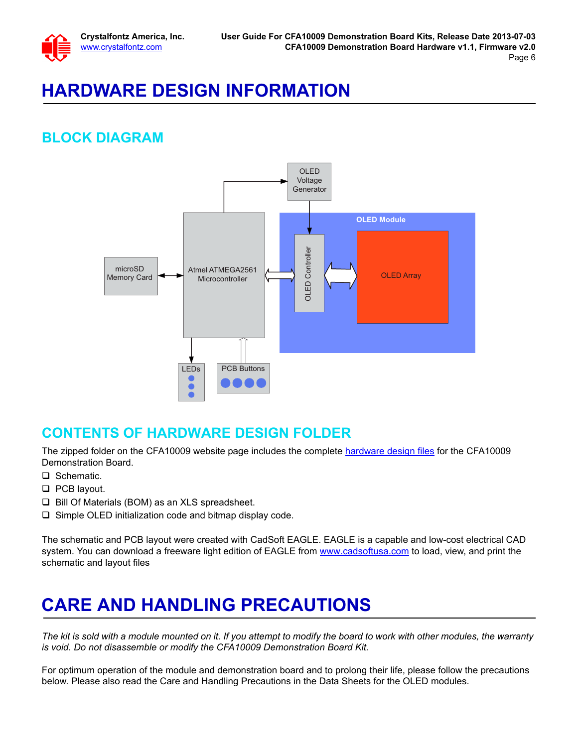# HARDWARE DESIGN INFORMATION

## BLOCK DIAGRAM

OLED Voltage Generator

OLED Module

microSD Memory Card

Atmel ATMEGA2561 Microcontroller

OLED Controller

OLED Array

LEDs

PCB Buttons

## CONTENTS OF HARDWARE DESIGN FOLDER

The zipped folder on the CFA10009 website page includes the complete hardware design files for the CFA10009 Demonstration Board.

- Schematic.
- PCB layout.
- Bill Of Materials (BOM) as an XLS spreadsheet.
- Simple OLED initialization code and bitmap display code.

The schematic and PCB layout were created with CadSoft EAGLE. EAGLE is a capable and low-cost electrical CAD system. You can download a freeware light edition of EAGLE from www.cadsoftusa.com to load, view, and print the schematic and layout files

# CARE AND HANDLING PRECAUTIONS

*The kit is sold with a module mounted on it. If you attempt to modify the board to work with other modules, the warranty is void. Do not disassemble or modify the CFA10009 Demonstration Board Kit.*

For optimum operation of the module and demonstration board and to prolong their life, please follow the precautions below. Please also read the Care and Handling Precautions in the Data Sheets for the OLED modules.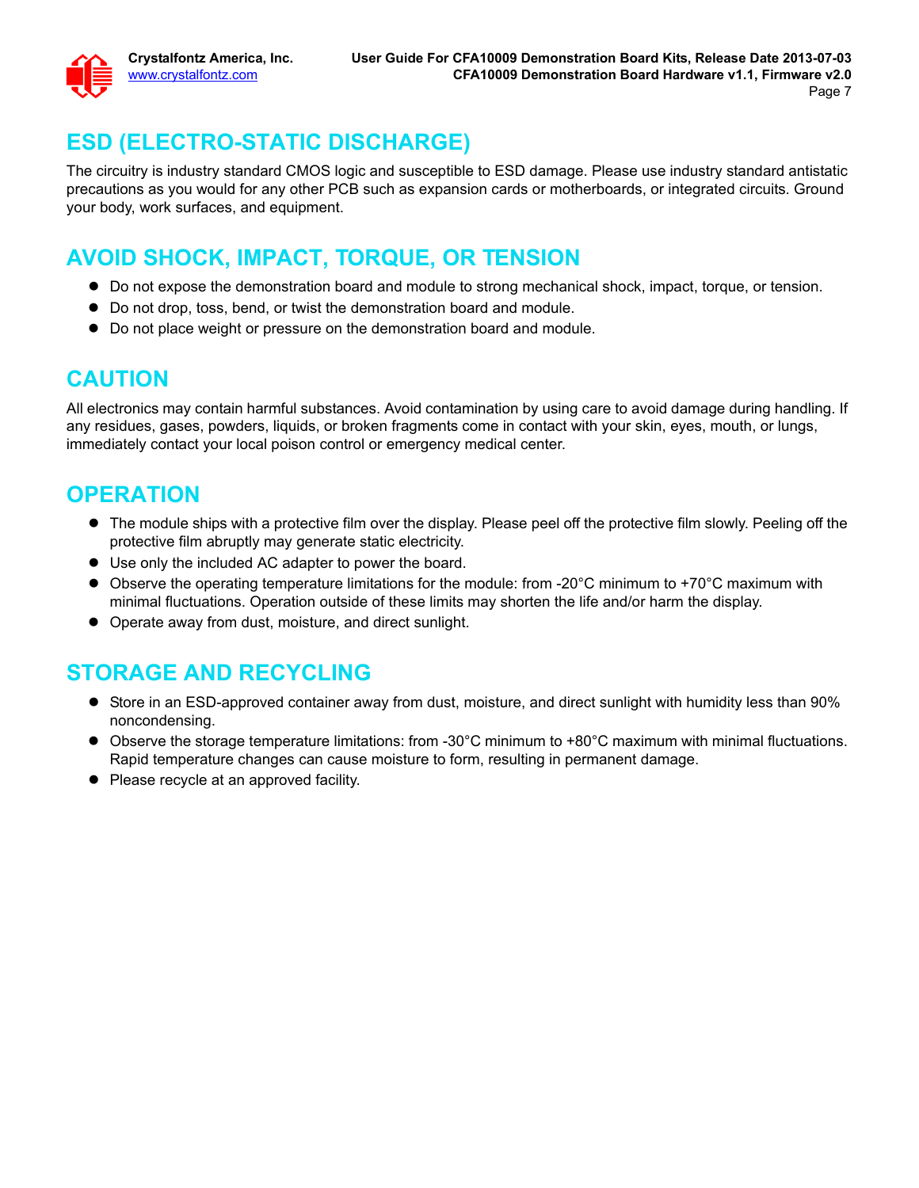## ESD (ELECTRO-STATIC DISCHARGE)

The circuitry is industry standard CMOS logic and susceptible to ESD damage. Please use industry standard antistatic precautions as you would for any other PCB such as expansion cards or motherboards, or integrated circuits. Ground your body, work surfaces, and equipment.

## AVOID SHOCK, IMPACT, TORQUE, OR TENSION

- Do not expose the demonstration board and module to strong mechanical shock, impact, torque, or tension.
- Do not drop, toss, bend, or twist the demonstration board and module.
- Do not place weight or pressure on the demonstration board and module.

## CAUTION

All electronics may contain harmful substances. Avoid contamination by using care to avoid damage during handling. If any residues, gases, powders, liquids, or broken fragments come in contact with your skin, eyes, mouth, or lungs, immediately contact your local poison control or emergency medical center.

## OPERATION

- The module ships with a protective film over the display. Please peel off the protective film slowly. Peeling off the protective film abruptly may generate static electricity.
- Use only the included AC adapter to power the board.
- Observe the operating temperature limitations for the module: from -20°C minimum to +70°C maximum with minimal fluctuations. Operation outside of these limits may shorten the life and/or harm the display.
- Operate away from dust, moisture, and direct sunlight.

## STORAGE AND RECYCLING

- Store in an ESD-approved container away from dust, moisture, and direct sunlight with humidity less than 90% noncondensing.
- Observe the storage temperature limitations: from -30°C minimum to +80°C maximum with minimal fluctuations. Rapid temperature changes can cause moisture to form, resulting in permanent damage.
- Please recycle at an approved facility.